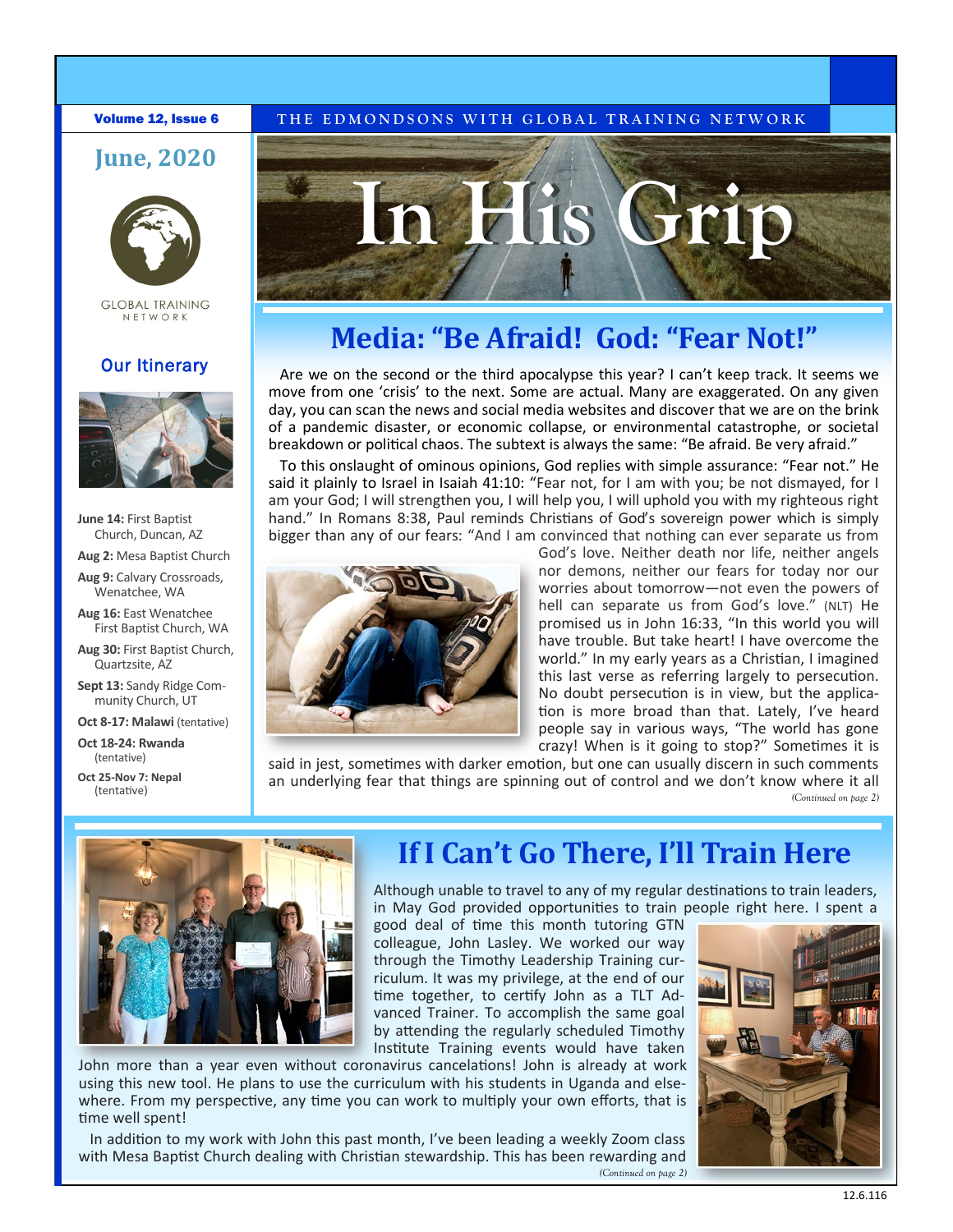Volume 12, Issue 6

THE EDMONDSONS WITH GLOBAL TRAINING NETWORK

# In His Grip

June, 2020

GLOBAL TRAINING NETWORK

## Our Itinerary

**June 14:** First Baptist Church, Duncan, AZ

**Aug 2:** Mesa Baptist Church

**Aug 9:** Calvary Crossroads, Wenatchee, WA

**Aug 16:** East Wenatchee First Baptist Church, WA

**Aug 30:** First Baptist Church, Quartzsite, AZ

**Sept 13:** Sandy Ridge Community Church, UT

**Oct 8-17: Malawi** (tentative)

**Oct 18-24: Rwanda** (tentative)

**Oct 25-Nov 7: Nepal** (tentative)

## Media: "Be Afraid! God: "Fear Not!"

Are we on the second or the third apocalypse this year? I can't keep track. It seems we move from one 'crisis' to the next. Some are actual. Many are exaggerated. On any given day, you can scan the news and social media websites and discover that we are on the brink of a pandemic disaster, or economic collapse, or environmental catastrophe, or societal breakdown or political chaos. The subtext is always the same: "Be afraid. Be very afraid."

To this onslaught of ominous opinions, God replies with simple assurance: "Fear not." He said it plainly to Israel in Isaiah 41:10: "Fear not, for I am with you; be not dismayed, for I am your God; I will strengthen you, I will help you, I will uphold you with my righteous right hand." In Romans 8:38, Paul reminds Christians of God's sovereign power which is simply bigger than any of our fears: "And I am convinced that nothing can ever separate us from God's love. Neither death nor life, neither angels nor demons, neither our fears for today nor our worries about tomorrow—not even the powers of hell can separate us from God's love." (NLT) He promised us in John 16:33, "In this world you will have trouble. But take heart! I have overcome the world." In my early years as a Christian, I imagined this last verse as referring largely to persecution. No doubt persecution is in view, but the application is more broad than that. Lately, I've heard people say in various ways, "The world has gone crazy! When is it going to stop?" Sometimes it is said in jest, sometimes with darker emotion, but one can usually discern in such comments an underlying fear that things are spinning out of control and we don't know where it all

*(Continued on page 2)*

## If I Can't Go There, I'll Train Here

Although unable to travel to any of my regular destinations to train leaders, in May God provided opportunities to train people right here. I spent a good deal of time this month tutoring GTN colleague, John Lasley. We worked our way through the Timothy Leadership Training curriculum. It was my privilege, at the end of our time together, to certify John as a TLT Advanced Trainer. To accomplish the same goal by attending the regularly scheduled Timothy Institute Training events would have taken John more than a year even without coronavirus cancelations! John is already at work using this new tool. He plans to use the curriculum with his students in Uganda and elsewhere. From my perspective, any time you can work to multiply your own efforts, that is time well spent!

In addition to my work with John this past month, I've been leading a weekly Zoom class with Mesa Baptist Church dealing with Christian stewardship. This has been rewarding and

*(Continued on page 2)*

12.6.116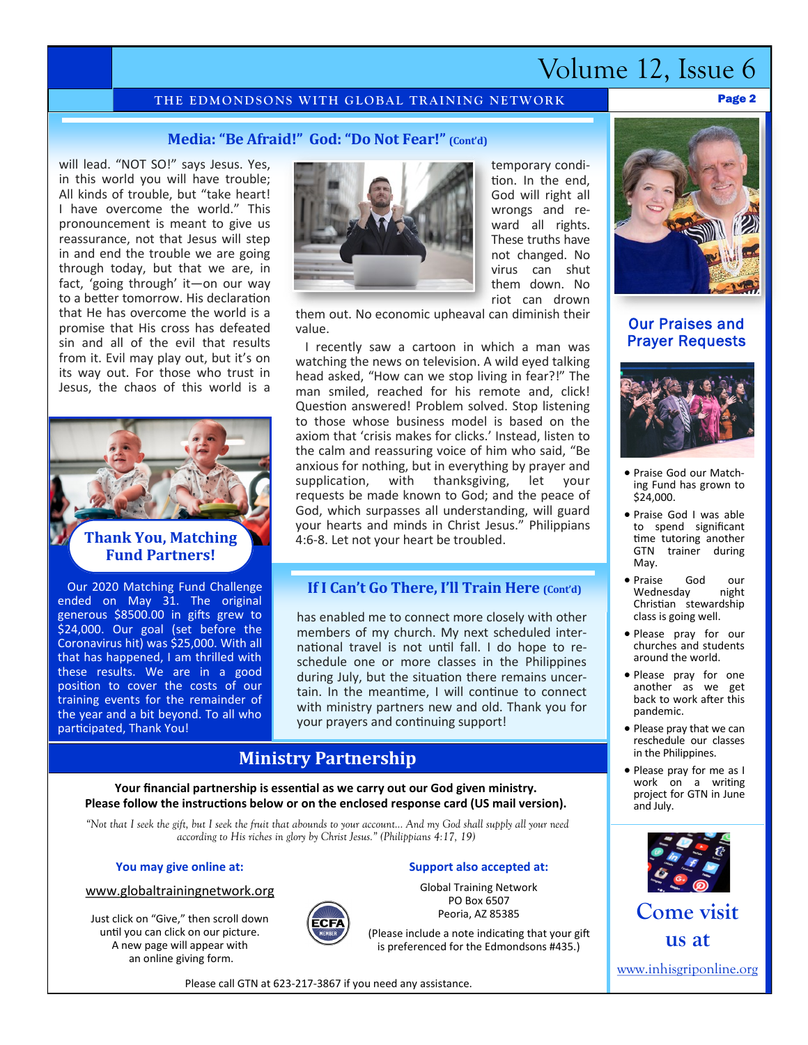## Media: "Be Afraid!" God: "Do Not Fear!" (Cont'd)

will lead. "NOT SO!" says Jesus. Yes, in this world you will have trouble; All kinds of trouble, but "take heart! I have overcome the world." This pronouncement is meant to give us reassurance, not that Jesus will step in and end the trouble we are going through today, but that we are, in fact, 'going through' it—on our way to a better tomorrow. His declaration that He has overcome the world is a promise that His cross has defeated sin and all of the evil that results from it. Evil may play out, but it's on its way out. For those who trust in Jesus, the chaos of this world is a temporary condition. In the end, God will right all wrongs and reward all rights. These truths have not changed. No virus can shut them down. No riot can drown them out. No economic upheaval can diminish their value.

I recently saw a cartoon in which a man was watching the news on television. A wild eyed talking head asked, "How can we stop living in fear?!" The man smiled, reached for his remote and, click! Question answered! Problem solved. Stop listening to those whose business model is based on the axiom that 'crisis makes for clicks.' Instead, listen to the calm and reassuring voice of him who said, "Be anxious for nothing, but in everything by prayer and supplication, with thanksgiving, let your requests be made known to God; and the peace of God, which surpasses all understanding, will guard your hearts and minds in Christ Jesus." Philippians 4:6-8. Let not your heart be troubled.

## Thank You, Matching Fund Partners!

Our 2020 Matching Fund Challenge ended on May 31. The original generous $8500.00 in gifts grew to $24,000. Our goal (set before the Coronavirus hit) was $25,000. With all that has happened, I am thrilled with these results. We are in a good position to cover the costs of our training events for the remainder of the year and a bit beyond. To all who participated, Thank You!

## If I Can't Go There, I'll Train Here (Cont'd)

has enabled me to connect more closely with other members of my church. My next scheduled international travel is not until fall. I do hope to reschedule one or more classes in the Philippines during July, but the situation there remains uncertain. In the meantime, I will continue to connect with ministry partners new and old. Thank you for your prayers and continuing support!

## Our Praises and Prayer Requests

- Praise God our Matching Fund has grown to $24,000.
- Praise God I was able to spend significant time tutoring another GTN trainer during May.
- Praise God our Wednesday night Christian stewardship class is going well.
- Please pray for our churches and students around the world.
- Please pray for one another as we get back to work after this pandemic.
- Please pray that we can reschedule our classes in the Philippines.
- Please pray for me as I work on a writing project for GTN in June and July.

## Come visit us at

www.inhisgriponline.org

## Ministry Partnership

**Your financial partnership is essential as we carry out our God given ministry.**
**Please follow the instructions below or on the enclosed response card (US mail version).**

*"Not that I seek the gift, but I seek the fruit that abounds to your account... And my God shall supply all your need according to His riches in glory by Christ Jesus." (Philippians 4:17, 19)*

**You may give online at:**

www.globaltrainingnetwork.org

Just click on "Give," then scroll down until you can click on our picture. A new page will appear with an online giving form.

ECFA MEMBER

**Support also accepted at:**

Global Training Network
PO Box 6507
Peoria, AZ 85385

(Please include a note indicating that your gift is preferenced for the Edmondsons #435.)

Please call GTN at 623-217-3867 if you need any assistance.